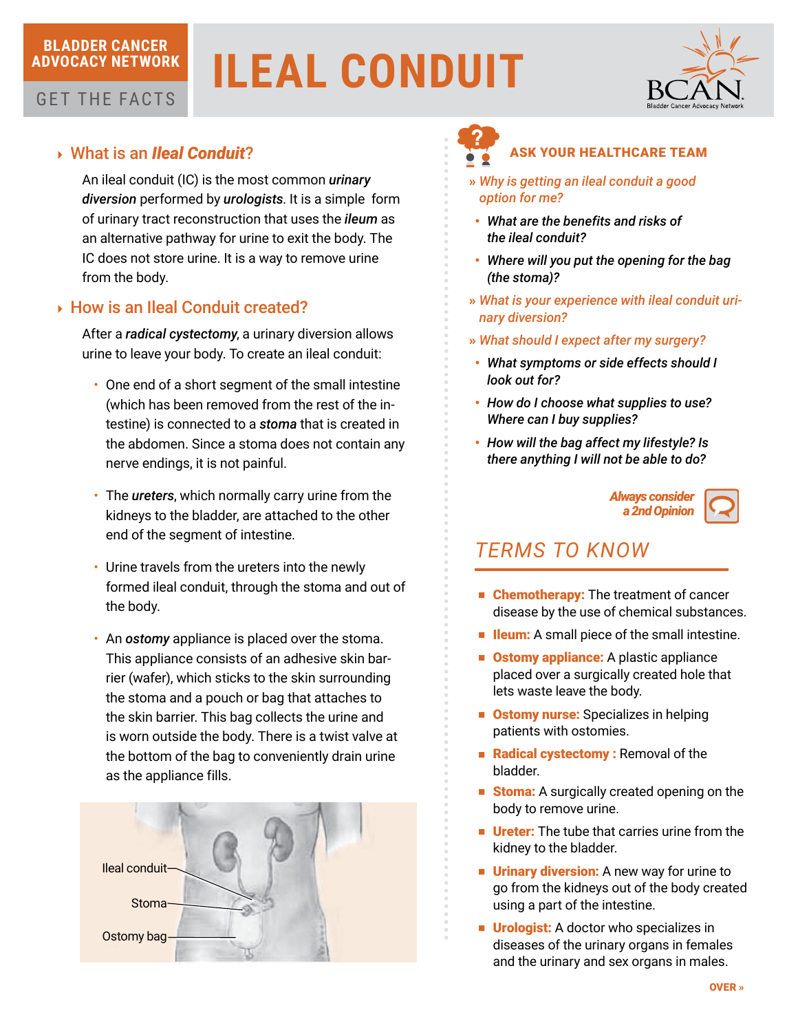BLADDER CANCER ADVOCACY NETWORK

GET THE FACTS

# ILEAL CONDUIT

## What is an *Ileal Conduit*?

An ileal conduit (IC) is the most common ***urinary diversion*** performed by ***urologists***. It is a simple form of urinary tract reconstruction that uses the ***ileum*** as an alternative pathway for urine to exit the body. The IC does not store urine. It is a way to remove urine from the body.

## How is an Ileal Conduit created?

After a ***radical cystectomy***, a urinary diversion allows urine to leave your body. To create an ileal conduit:

- One end of a short segment of the small intestine (which has been removed from the rest of the intestine) is connected to a ***stoma*** that is created in the abdomen. Since a stoma does not contain any nerve endings, it is not painful.
- The ***ureters***, which normally carry urine from the kidneys to the bladder, are attached to the other end of the segment of intestine.
- Urine travels from the ureters into the newly formed ileal conduit, through the stoma and out of the body.
- An ***ostomy*** appliance is placed over the stoma. This appliance consists of an adhesive skin barrier (wafer), which sticks to the skin surrounding the stoma and a pouch or bag that attaches to the skin barrier. This bag collects the urine and is worn outside the body. There is a twist valve at the bottom of the bag to conveniently drain urine as the appliance fills.

Ileal conduit
Stoma
Ostomy bag

## ASK YOUR HEALTHCARE TEAM

- *Why is getting an ileal conduit a good option for me?*
  - *What are the benefits and risks of the ileal conduit?*
  - *Where will you put the opening for the bag (the stoma)?*
- *What is your experience with ileal conduit urinary diversion?*
- *What should I expect after my surgery?*
  - *What symptoms or side effects should I look out for?*
  - *How do I choose what supplies to use? Where can I buy supplies?*
  - *How will the bag affect my lifestyle? Is there anything I will not be able to do?*

*Always consider a 2nd Opinion*

## TERMS TO KNOW

- **Chemotherapy:** The treatment of cancer disease by the use of chemical substances.
- **Ileum:** A small piece of the small intestine.
- **Ostomy appliance:** A plastic appliance placed over a surgically created hole that lets waste leave the body.
- **Ostomy nurse:** Specializes in helping patients with ostomies.
- **Radical cystectomy :** Removal of the bladder.
- **Stoma:** A surgically created opening on the body to remove urine.
- **Ureter:** The tube that carries urine from the kidney to the bladder.
- **Urinary diversion:** A new way for urine to go from the kidneys out of the body created using a part of the intestine.
- **Urologist:** A doctor who specializes in diseases of the urinary organs in females and the urinary and sex organs in males.

OVER »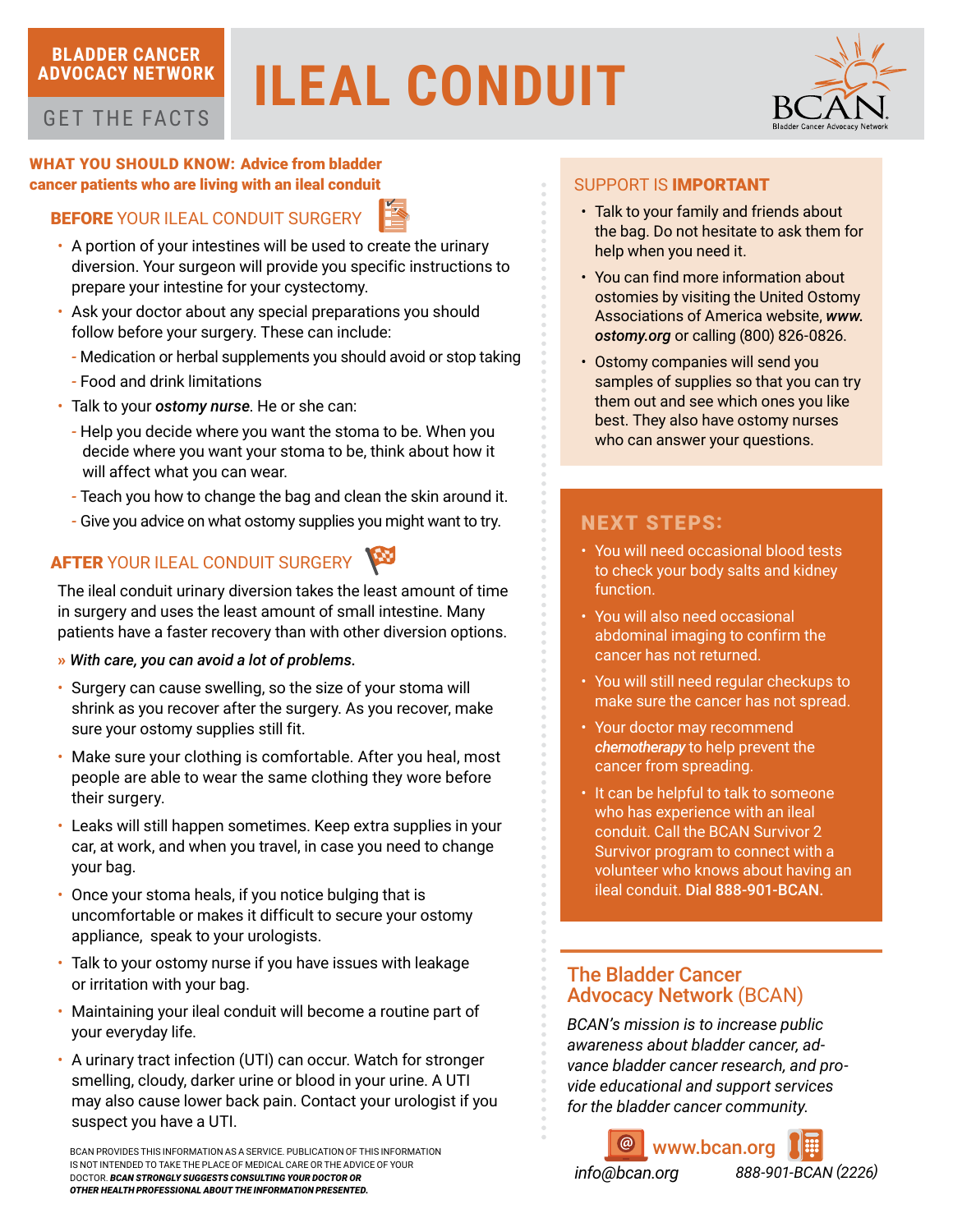BLADDER CANCER ADVOCACY NETWORK

GET THE FACTS

# ILEAL CONDUIT

**WHAT YOU SHOULD KNOW: Advice from bladder cancer patients who are living with an ileal conduit**

## BEFORE YOUR ILEAL CONDUIT SURGERY

- A portion of your intestines will be used to create the urinary diversion. Your surgeon will provide you specific instructions to prepare your intestine for your cystectomy.
- Ask your doctor about any special preparations you should follow before your surgery. These can include:
  - Medication or herbal supplements you should avoid or stop taking
  - Food and drink limitations
- Talk to your ***ostomy nurse***. He or she can:
  - Help you decide where you want the stoma to be. When you decide where you want your stoma to be, think about how it will affect what you can wear.
  - Teach you how to change the bag and clean the skin around it.
  - Give you advice on what ostomy supplies you might want to try.

## AFTER YOUR ILEAL CONDUIT SURGERY

The ileal conduit urinary diversion takes the least amount of time in surgery and uses the least amount of small intestine. Many patients have a faster recovery than with other diversion options.

» *With care, you can avoid a lot of problems.*

- Surgery can cause swelling, so the size of your stoma will shrink as you recover after the surgery. As you recover, make sure your ostomy supplies still fit.
- Make sure your clothing is comfortable. After you heal, most people are able to wear the same clothing they wore before their surgery.
- Leaks will still happen sometimes. Keep extra supplies in your car, at work, and when you travel, in case you need to change your bag.
- Once your stoma heals, if you notice bulging that is uncomfortable or makes it difficult to secure your ostomy appliance, speak to your urologists.
- Talk to your ostomy nurse if you have issues with leakage or irritation with your bag.
- Maintaining your ileal conduit will become a routine part of your everyday life.
- A urinary tract infection (UTI) can occur. Watch for stronger smelling, cloudy, darker urine or blood in your urine. A UTI may also cause lower back pain. Contact your urologist if you suspect you have a UTI.

BCAN PROVIDES THIS INFORMATION AS A SERVICE. PUBLICATION OF THIS INFORMATION IS NOT INTENDED TO TAKE THE PLACE OF MEDICAL CARE OR THE ADVICE OF YOUR DOCTOR. ***BCAN STRONGLY SUGGESTS CONSULTING YOUR DOCTOR OR OTHER HEALTH PROFESSIONAL ABOUT THE INFORMATION PRESENTED.***

## SUPPORT IS IMPORTANT

- Talk to your family and friends about the bag. Do not hesitate to ask them for help when you need it.
- You can find more information about ostomies by visiting the United Ostomy Associations of America website, ***www.ostomy.org*** or calling (800) 826-0826.
- Ostomy companies will send you samples of supplies so that you can try them out and see which ones you like best. They also have ostomy nurses who can answer your questions.

## NEXT STEPS:

- You will need occasional blood tests to check your body salts and kidney function.
- You will also need occasional abdominal imaging to confirm the cancer has not returned.
- You will still need regular checkups to make sure the cancer has not spread.
- Your doctor may recommend ***chemotherapy*** to help prevent the cancer from spreading.
- It can be helpful to talk to someone who has experience with an ileal conduit. Call the BCAN Survivor 2 Survivor program to connect with a volunteer who knows about having an ileal conduit. **Dial 888-901-BCAN.**

## The Bladder Cancer Advocacy Network (BCAN)

*BCAN's mission is to increase public awareness about bladder cancer, advance bladder cancer research, and provide educational and support services for the bladder cancer community.*

www.bcan.org

*info@bcan.org* *888-901-BCAN (2226)*